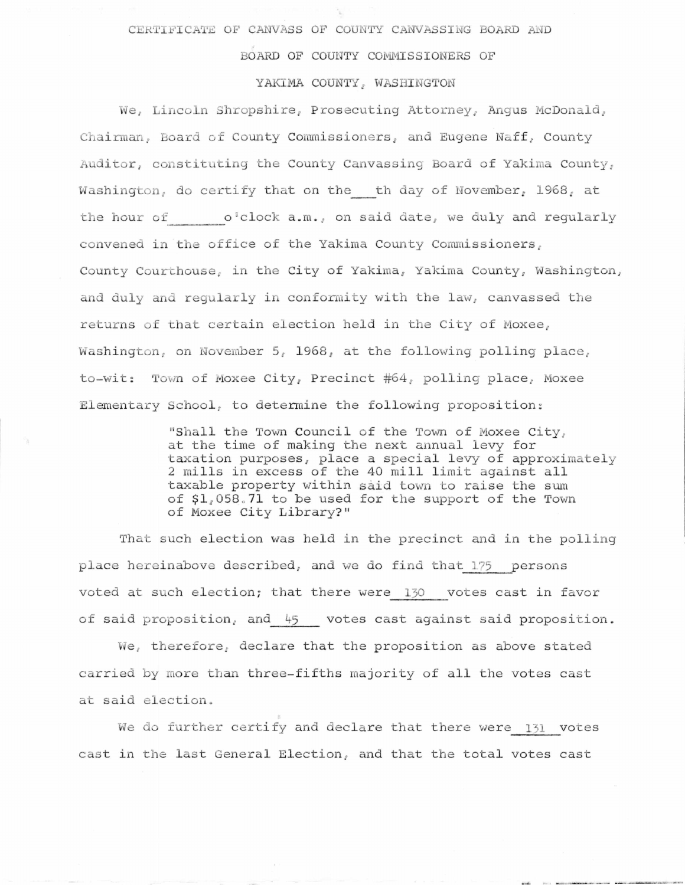# CERTIFICATE OF CANVASS OF COUNTY CANVASSING BOARD AND BOARD OF COUNTY COMMISSIONERS OF YAKIMA COUNTY, WASHINGTON

We, Lincoln Shropshire, Prosecuting Attorney, Angus McDonald, Chairman, Board of County Commissioners, and Eugene Naff, County Auditor, constituting the County Canvassing Board of Yakima County, Washington, do certify that on the \_\_\_th day of November, 1968, at the hour of \_\_\_\_\_\_ o'clock a.m., on said date, we duly and regularly convened in the office of the Yakima County Commissioners, County Courthouse, in the City of Yakima, Yakima County, Washington, and duly and regularly in conformity with the law, canvassed the returns of that certain election held in the City of Moxee, Washington, on November 5, 1968, at the following polling place, to-wit: Town of Moxee City, Precinct #64, polling place, Moxee Elementary School, to determine the following proposition:

> "Shall the Town Council of the Town of Moxee City, at the time of making the next annual levy for taxation purposes, place a special levy of approximately 2 mills in excess of the 40 mill limit against all taxable property within said town to raise the sum of $1,058.71 to be used for the support of the Town of Moxee City Library?"

That such election was held in the precinct and in the polling place hereinabove described, and we do find that 175 persons voted at such election; that there were 130 votes cast in favor of said proposition, and 45 votes cast against said proposition.

We, therefore, declare that the proposition as above stated carried by more than three-fifths majority of all the votes cast at said election.

We do further certify and declare that there were 131 votes cast in the last General Election, and that the total votes cast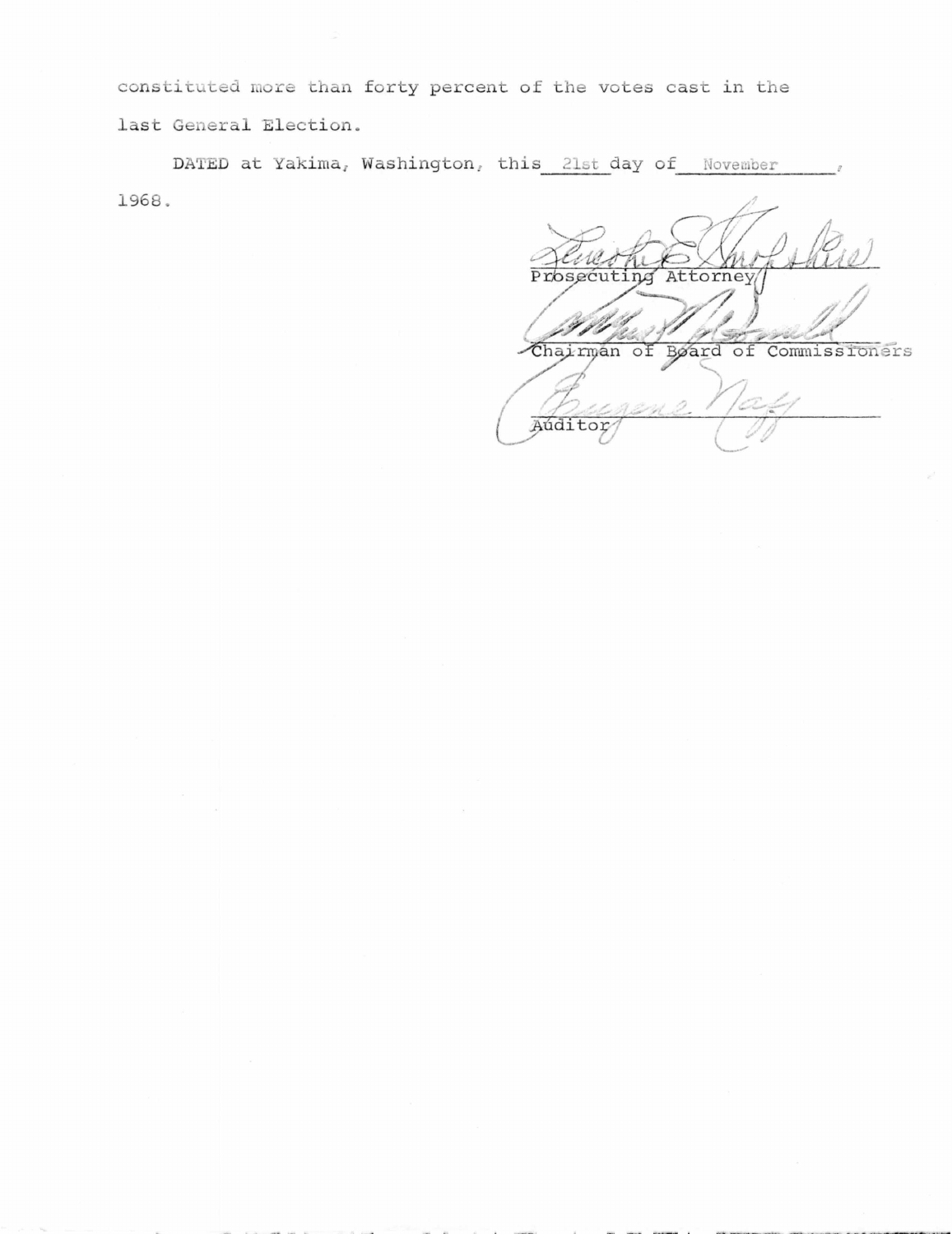constituted more than forty percent of the votes cast in the last General Election.

DATED at Yakima, Washington, this 21st day of November, 1968.

Prosecuting Attorney

Chairman of Board of Commissioners

Auditor